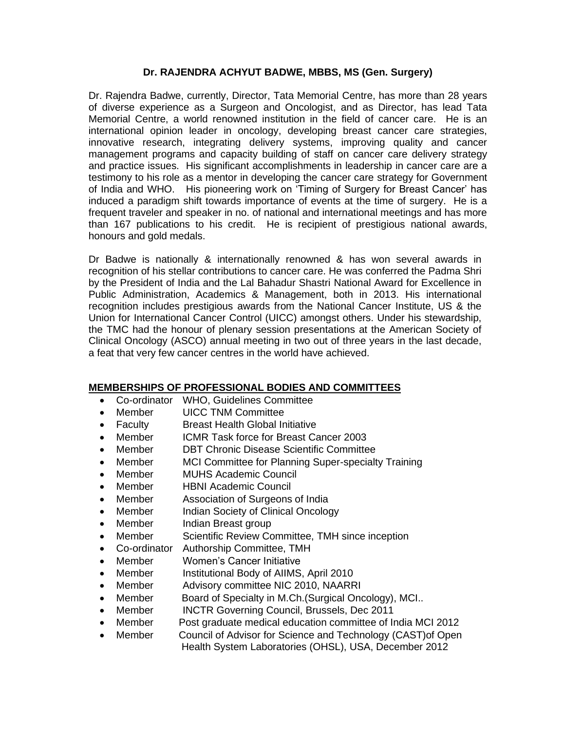**Dr. RAJENDRA ACHYUT BADWE, MBBS, MS (Gen. Surgery)**

Dr. Rajendra Badwe, currently, Director, Tata Memorial Centre, has more than 28 years of diverse experience as a Surgeon and Oncologist, and as Director, has lead Tata Memorial Centre, a world renowned institution in the field of cancer care. He is an international opinion leader in oncology, developing breast cancer care strategies, innovative research, integrating delivery systems, improving quality and cancer management programs and capacity building of staff on cancer care delivery strategy and practice issues. His significant accomplishments in leadership in cancer care are a testimony to his role as a mentor in developing the cancer care strategy for Government of India and WHO. His pioneering work on 'Timing of Surgery for Breast Cancer' has induced a paradigm shift towards importance of events at the time of surgery. He is a frequent traveler and speaker in no. of national and international meetings and has more than 167 publications to his credit. He is recipient of prestigious national awards, honours and gold medals.

Dr Badwe is nationally & internationally renowned & has won several awards in recognition of his stellar contributions to cancer care. He was conferred the Padma Shri by the President of India and the Lal Bahadur Shastri National Award for Excellence in Public Administration, Academics & Management, both in 2013. His international recognition includes prestigious awards from the National Cancer Institute, US & the Union for International Cancer Control (UICC) amongst others. Under his stewardship, the TMC had the honour of plenary session presentations at the American Society of Clinical Oncology (ASCO) annual meeting in two out of three years in the last decade, a feat that very few cancer centres in the world have achieved.

## MEMBERSHIPS OF PROFESSIONAL BODIES AND COMMITTEES

- Co-ordinator WHO, Guidelines Committee
- Member UICC TNM Committee
- Faculty Breast Health Global Initiative
- Member ICMR Task force for Breast Cancer 2003
- Member DBT Chronic Disease Scientific Committee
- Member MCI Committee for Planning Super-specialty Training
- Member MUHS Academic Council
- Member HBNI Academic Council
- Member Association of Surgeons of India
- Member Indian Society of Clinical Oncology
- Member Indian Breast group
- Member Scientific Review Committee, TMH since inception
- Co-ordinator Authorship Committee, TMH
- Member Women's Cancer Initiative
- Member Institutional Body of AIIMS, April 2010
- Member Advisory committee NIC 2010, NAARRI
- Member Board of Specialty in M.Ch.(Surgical Oncology), MCI..
- Member INCTR Governing Council, Brussels, Dec 2011
- Member Post graduate medical education committee of India MCI 2012
- Member Council of Advisor for Science and Technology (CAST)of Open Health System Laboratories (OHSL), USA, December 2012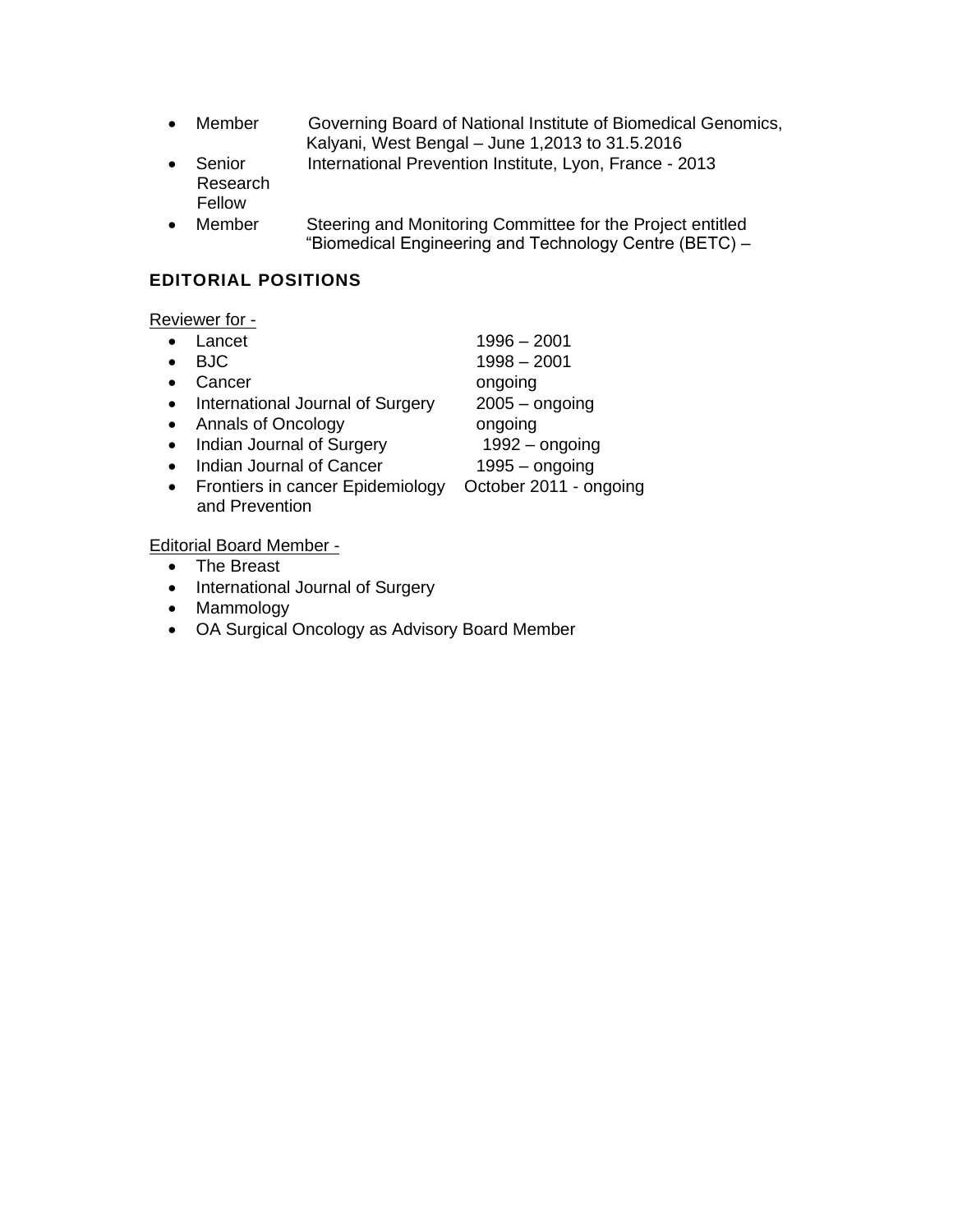- Member — Governing Board of National Institute of Biomedical Genomics, Kalyani, West Bengal – June 1,2013 to 31.5.2016
- Senior Research Fellow — International Prevention Institute, Lyon, France - 2013
- Member — Steering and Monitoring Committee for the Project entitled "Biomedical Engineering and Technology Centre (BETC) –

## EDITORIAL POSITIONS

Reviewer for -

- Lancet 1996 – 2001
- BJC 1998 – 2001
- Cancer ongoing
- International Journal of Surgery 2005 – ongoing
- Annals of Oncology ongoing
- Indian Journal of Surgery 1992 – ongoing
- Indian Journal of Cancer 1995 – ongoing
- Frontiers in cancer Epidemiology and Prevention October 2011 - ongoing

Editorial Board Member -

- The Breast
- International Journal of Surgery
- Mammology
- OA Surgical Oncology as Advisory Board Member